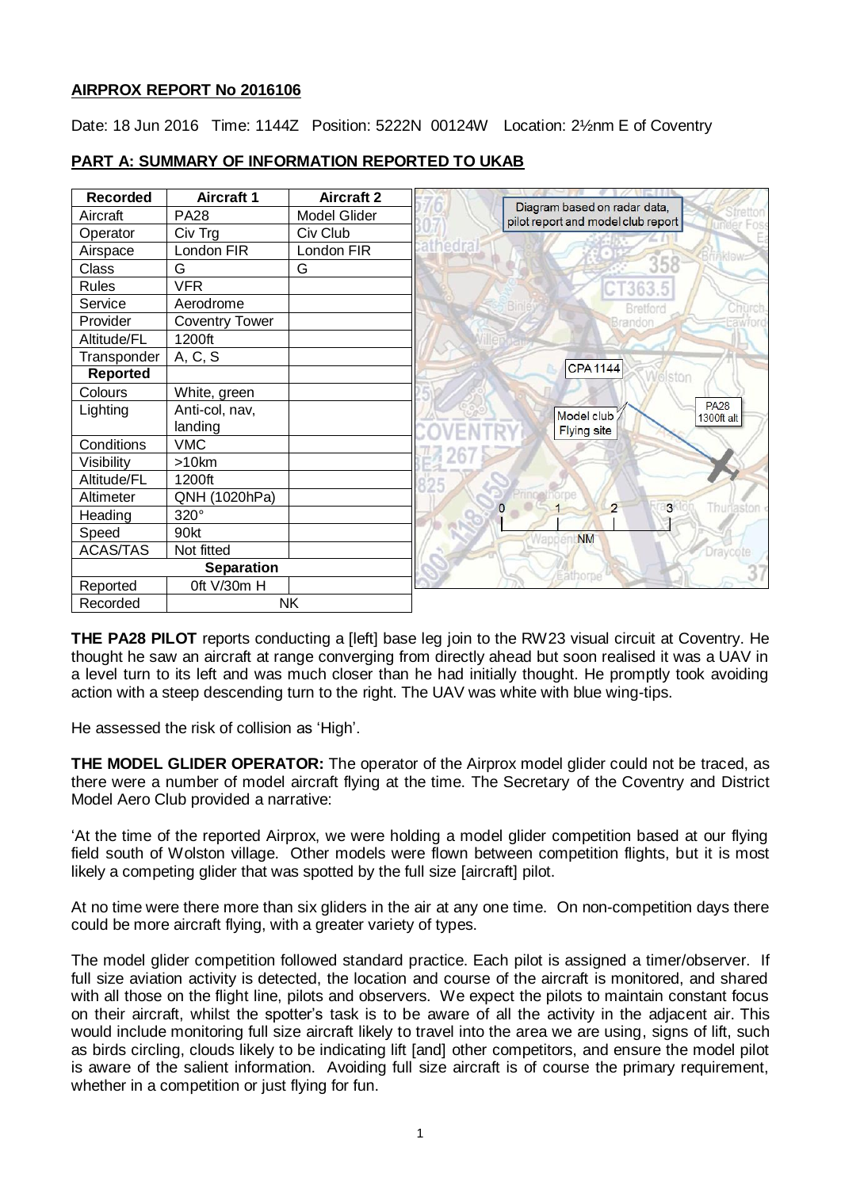## AIRPROX REPORT No 2016106

Date: 18 Jun 2016 Time: 1144Z Position: 5222N 00124W Location: 2½nm E of Coventry

### PART A: SUMMARY OF INFORMATION REPORTED TO UKAB

| Recorded | Aircraft 1 | Aircraft 2 |
|---|---|---|
| Aircraft | PA28 | Model Glider |
| Operator | Civ Trg | Civ Club |
| Airspace | London FIR | London FIR |
| Class | G | G |
| Rules | VFR | |
| Service | Aerodrome | |
| Provider | Coventry Tower | |
| Altitude/FL | 1200ft | |
| Transponder | A, C, S | |
| **Reported** | | |
| Colours | White, green | |
| Lighting | Anti-col, nav, landing | |
| Conditions | VMC | |
| Visibility | >10km | |
| Altitude/FL | 1200ft | |
| Altimeter | QNH (1020hPa) | |
| Heading | 320° | |
| Speed | 90kt | |
| ACAS/TAS | Not fitted | |
| **Separation** | | |
| Reported | 0ft V/30m H | |
| Recorded | NK | |

Diagram based on radar data, pilot report and model club report

**THE PA28 PILOT** reports conducting a [left] base leg join to the RW23 visual circuit at Coventry. He thought he saw an aircraft at range converging from directly ahead but soon realised it was a UAV in a level turn to its left and was much closer than he had initially thought. He promptly took avoiding action with a steep descending turn to the right. The UAV was white with blue wing-tips.

He assessed the risk of collision as 'High'.

**THE MODEL GLIDER OPERATOR:** The operator of the Airprox model glider could not be traced, as there were a number of model aircraft flying at the time. The Secretary of the Coventry and District Model Aero Club provided a narrative:

'At the time of the reported Airprox, we were holding a model glider competition based at our flying field south of Wolston village. Other models were flown between competition flights, but it is most likely a competing glider that was spotted by the full size [aircraft] pilot.

At no time were there more than six gliders in the air at any one time. On non-competition days there could be more aircraft flying, with a greater variety of types.

The model glider competition followed standard practice. Each pilot is assigned a timer/observer. If full size aviation activity is detected, the location and course of the aircraft is monitored, and shared with all those on the flight line, pilots and observers. We expect the pilots to maintain constant focus on their aircraft, whilst the spotter's task is to be aware of all the activity in the adjacent air. This would include monitoring full size aircraft likely to travel into the area we are using, signs of lift, such as birds circling, clouds likely to be indicating lift [and] other competitors, and ensure the model pilot is aware of the salient information. Avoiding full size aircraft is of course the primary requirement, whether in a competition or just flying for fun.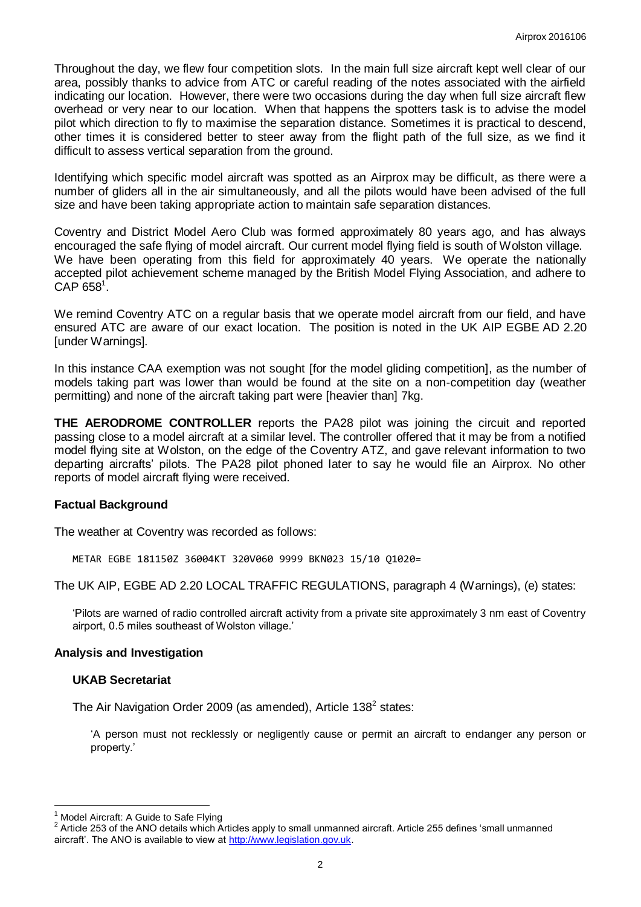Throughout the day, we flew four competition slots. In the main full size aircraft kept well clear of our area, possibly thanks to advice from ATC or careful reading of the notes associated with the airfield indicating our location. However, there were two occasions during the day when full size aircraft flew overhead or very near to our location. When that happens the spotters task is to advise the model pilot which direction to fly to maximise the separation distance. Sometimes it is practical to descend, other times it is considered better to steer away from the flight path of the full size, as we find it difficult to assess vertical separation from the ground.

Identifying which specific model aircraft was spotted as an Airprox may be difficult, as there were a number of gliders all in the air simultaneously, and all the pilots would have been advised of the full size and have been taking appropriate action to maintain safe separation distances.

Coventry and District Model Aero Club was formed approximately 80 years ago, and has always encouraged the safe flying of model aircraft. Our current model flying field is south of Wolston village. We have been operating from this field for approximately 40 years. We operate the nationally accepted pilot achievement scheme managed by the British Model Flying Association, and adhere to CAP 658[1].

We remind Coventry ATC on a regular basis that we operate model aircraft from our field, and have ensured ATC are aware of our exact location. The position is noted in the UK AIP EGBE AD 2.20 [under Warnings].

In this instance CAA exemption was not sought [for the model gliding competition], as the number of models taking part was lower than would be found at the site on a non-competition day (weather permitting) and none of the aircraft taking part were [heavier than] 7kg.

**THE AERODROME CONTROLLER** reports the PA28 pilot was joining the circuit and reported passing close to a model aircraft at a similar level. The controller offered that it may be from a notified model flying site at Wolston, on the edge of the Coventry ATZ, and gave relevant information to two departing aircrafts' pilots. The PA28 pilot phoned later to say he would file an Airprox. No other reports of model aircraft flying were received.

## Factual Background

The weather at Coventry was recorded as follows:

```
METAR EGBE 181150Z 36004KT 320V060 9999 BKN023 15/10 Q1020=
```

The UK AIP, EGBE AD 2.20 LOCAL TRAFFIC REGULATIONS, paragraph 4 (Warnings), (e) states:

> 'Pilots are warned of radio controlled aircraft activity from a private site approximately 3 nm east of Coventry airport, 0.5 miles southeast of Wolston village.'

## Analysis and Investigation

### UKAB Secretariat

The Air Navigation Order 2009 (as amended), Article 138[2] states:

> 'A person must not recklessly or negligently cause or permit an aircraft to endanger any person or property.'

---

[1] Model Aircraft: A Guide to Safe Flying

[2] Article 253 of the ANO details which Articles apply to small unmanned aircraft. Article 255 defines 'small unmanned aircraft'. The ANO is available to view at http://www.legislation.gov.uk.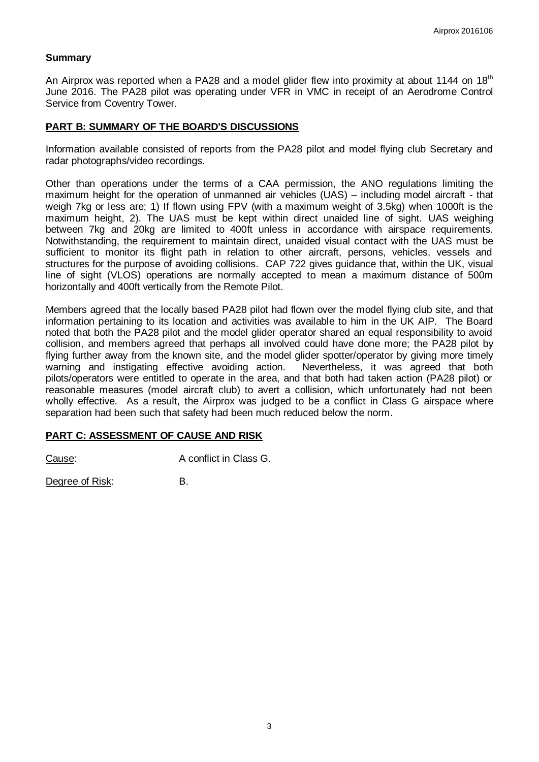## Summary

An Airprox was reported when a PA28 and a model glider flew into proximity at about 1144 on 18th June 2016. The PA28 pilot was operating under VFR in VMC in receipt of an Aerodrome Control Service from Coventry Tower.

## PART B: SUMMARY OF THE BOARD'S DISCUSSIONS

Information available consisted of reports from the PA28 pilot and model flying club Secretary and radar photographs/video recordings.

Other than operations under the terms of a CAA permission, the ANO regulations limiting the maximum height for the operation of unmanned air vehicles (UAS) – including model aircraft - that weigh 7kg or less are; 1) If flown using FPV (with a maximum weight of 3.5kg) when 1000ft is the maximum height, 2). The UAS must be kept within direct unaided line of sight. UAS weighing between 7kg and 20kg are limited to 400ft unless in accordance with airspace requirements. Notwithstanding, the requirement to maintain direct, unaided visual contact with the UAS must be sufficient to monitor its flight path in relation to other aircraft, persons, vehicles, vessels and structures for the purpose of avoiding collisions. CAP 722 gives guidance that, within the UK, visual line of sight (VLOS) operations are normally accepted to mean a maximum distance of 500m horizontally and 400ft vertically from the Remote Pilot.

Members agreed that the locally based PA28 pilot had flown over the model flying club site, and that information pertaining to its location and activities was available to him in the UK AIP. The Board noted that both the PA28 pilot and the model glider operator shared an equal responsibility to avoid collision, and members agreed that perhaps all involved could have done more; the PA28 pilot by flying further away from the known site, and the model glider spotter/operator by giving more timely warning and instigating effective avoiding action. Nevertheless, it was agreed that both pilots/operators were entitled to operate in the area, and that both had taken action (PA28 pilot) or reasonable measures (model aircraft club) to avert a collision, which unfortunately had not been wholly effective. As a result, the Airprox was judged to be a conflict in Class G airspace where separation had been such that safety had been much reduced below the norm.

## PART C: ASSESSMENT OF CAUSE AND RISK

Cause: A conflict in Class G.

Degree of Risk: B.